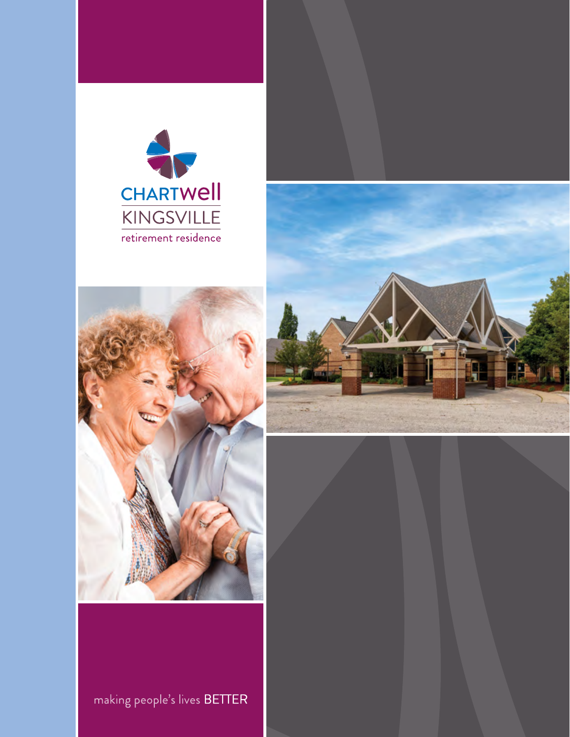# CHARTWell KINGSVILLE

retirement residence

making people's lives BETTER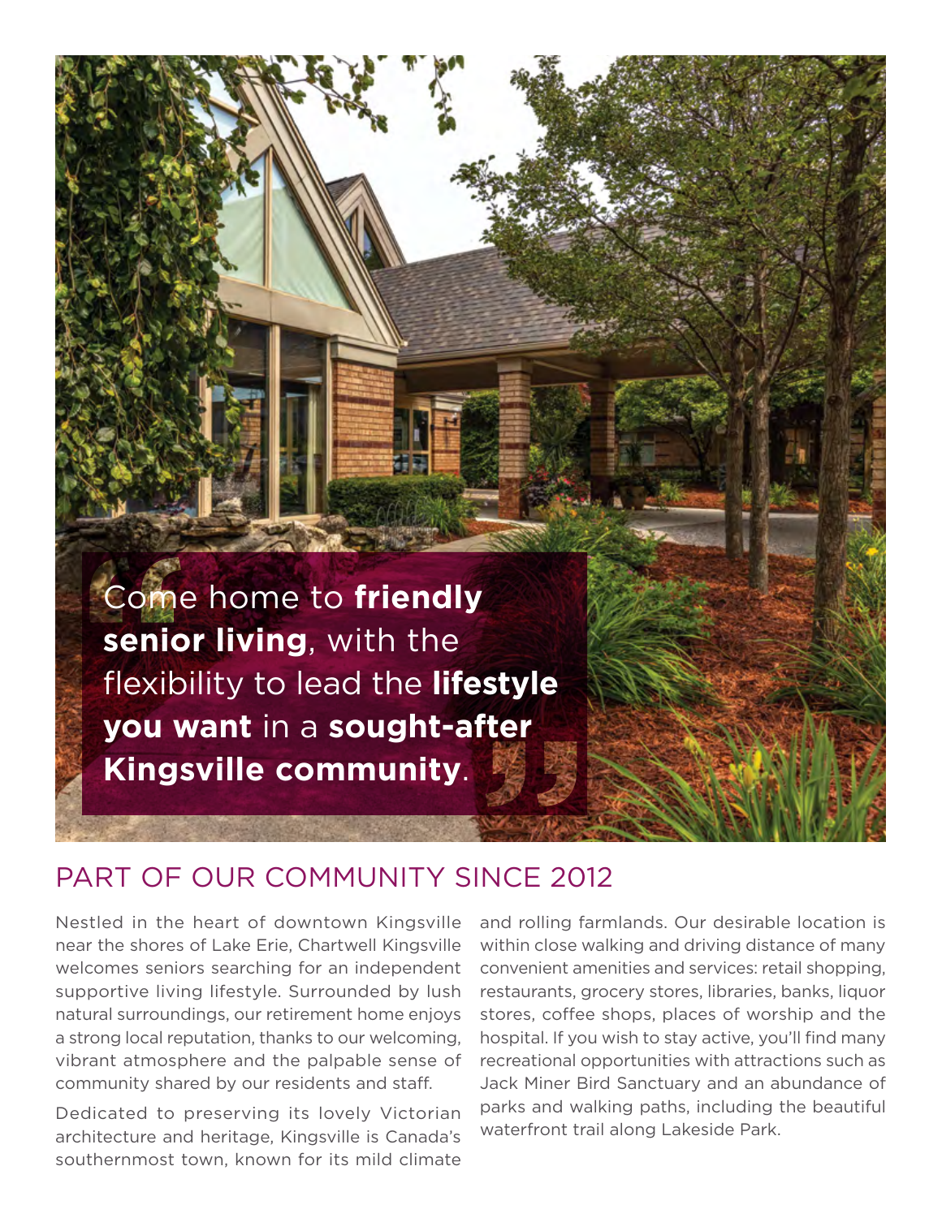> Come home to **friendly senior living**, with the flexibility to lead the **lifestyle you want** in a **sought-after Kingsville community**.

## PART OF OUR COMMUNITY SINCE 2012

Nestled in the heart of downtown Kingsville near the shores of Lake Erie, Chartwell Kingsville welcomes seniors searching for an independent supportive living lifestyle. Surrounded by lush natural surroundings, our retirement home enjoys a strong local reputation, thanks to our welcoming, vibrant atmosphere and the palpable sense of community shared by our residents and staff.

Dedicated to preserving its lovely Victorian architecture and heritage, Kingsville is Canada's southernmost town, known for its mild climate and rolling farmlands. Our desirable location is within close walking and driving distance of many convenient amenities and services: retail shopping, restaurants, grocery stores, libraries, banks, liquor stores, coffee shops, places of worship and the hospital. If you wish to stay active, you'll find many recreational opportunities with attractions such as Jack Miner Bird Sanctuary and an abundance of parks and walking paths, including the beautiful waterfront trail along Lakeside Park.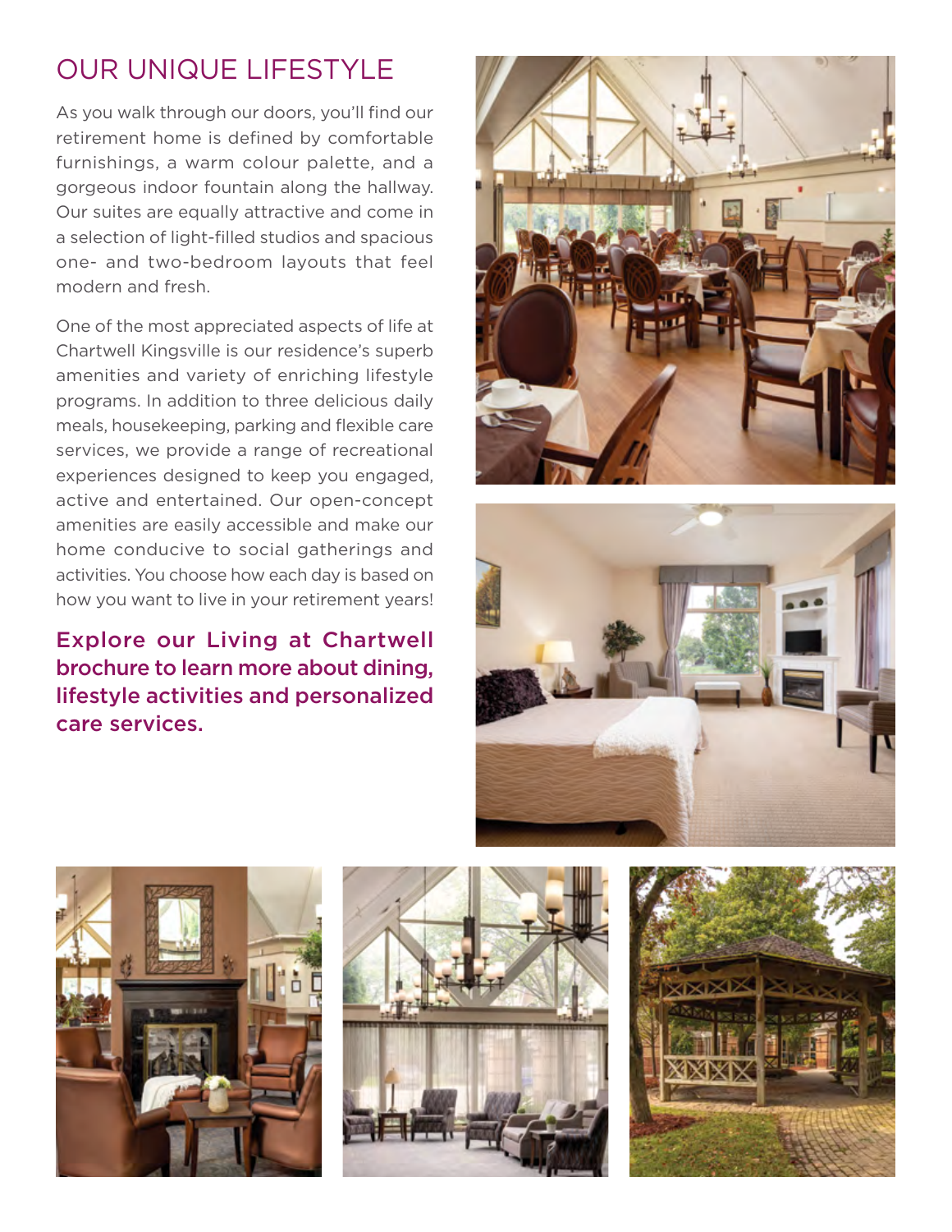## OUR UNIQUE LIFESTYLE

As you walk through our doors, you'll find our retirement home is defined by comfortable furnishings, a warm colour palette, and a gorgeous indoor fountain along the hallway. Our suites are equally attractive and come in a selection of light-filled studios and spacious one- and two-bedroom layouts that feel modern and fresh.

One of the most appreciated aspects of life at Chartwell Kingsville is our residence's superb amenities and variety of enriching lifestyle programs. In addition to three delicious daily meals, housekeeping, parking and flexible care services, we provide a range of recreational experiences designed to keep you engaged, active and entertained. Our open-concept amenities are easily accessible and make our home conducive to social gatherings and activities. You choose how each day is based on how you want to live in your retirement years!

**Explore our Living at Chartwell brochure to learn more about dining, lifestyle activities and personalized care services.**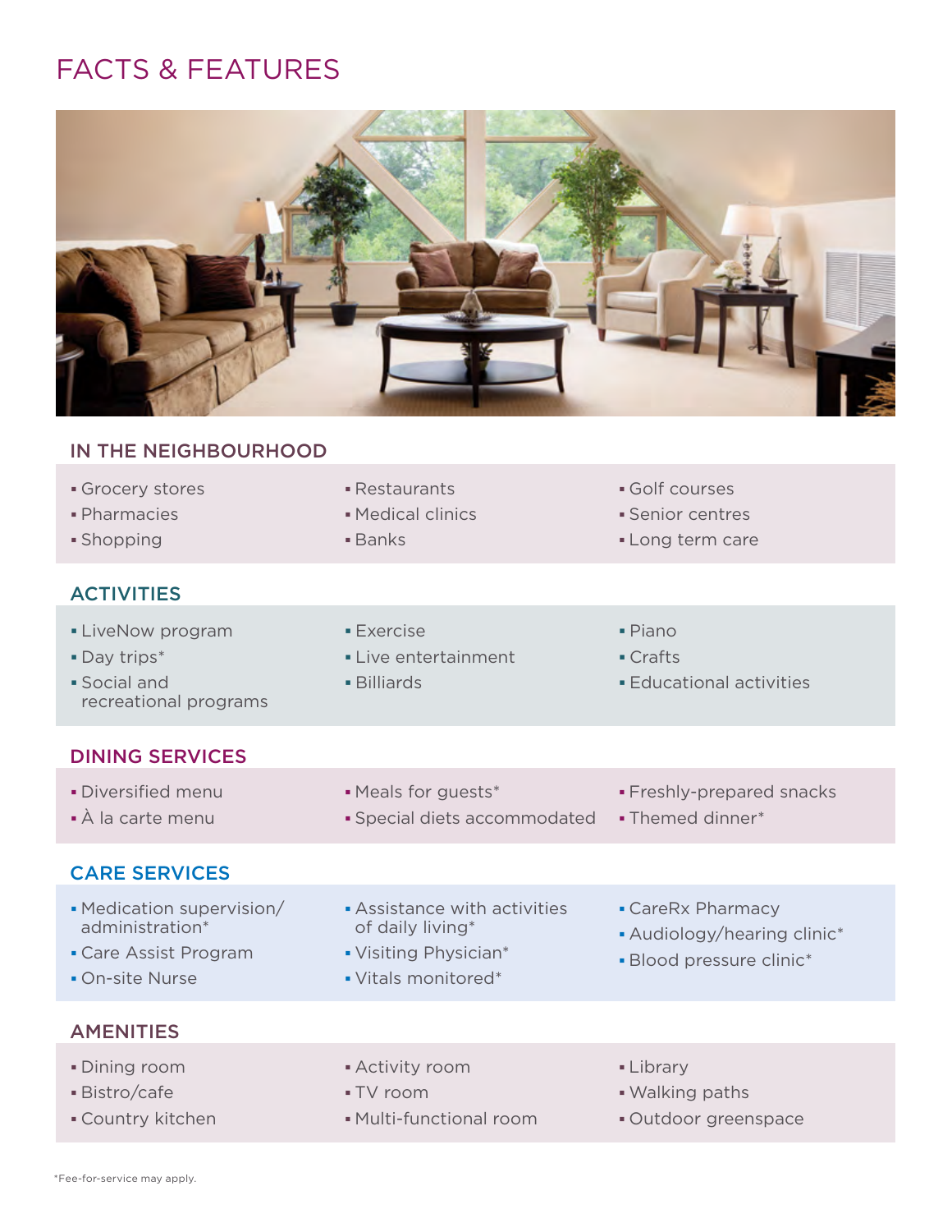# FACTS & FEATURES

## IN THE NEIGHBOURHOOD

- Grocery stores
- Pharmacies
- Shopping
- Restaurants
- Medical clinics
- Banks
- Golf courses
- Senior centres
- Long term care

## ACTIVITIES

- LiveNow program
- Day trips*
- Social and recreational programs
- Exercise
- Live entertainment
- Billiards
- Piano
- Crafts
- Educational activities

## DINING SERVICES

- Diversified menu
- À la carte menu
- Meals for guests*
- Special diets accommodated
- Freshly-prepared snacks
- Themed dinner*

## CARE SERVICES

- Medication supervision/ administration*
- Care Assist Program
- On-site Nurse
- Assistance with activities of daily living*
- Visiting Physician*
- Vitals monitored*
- CareRx Pharmacy
- Audiology/hearing clinic*
- Blood pressure clinic*

## AMENITIES

- Dining room
- Bistro/cafe
- Country kitchen
- Activity room
- TV room
- Multi-functional room
- Library
- Walking paths
- Outdoor greenspace

*Fee-for-service may apply.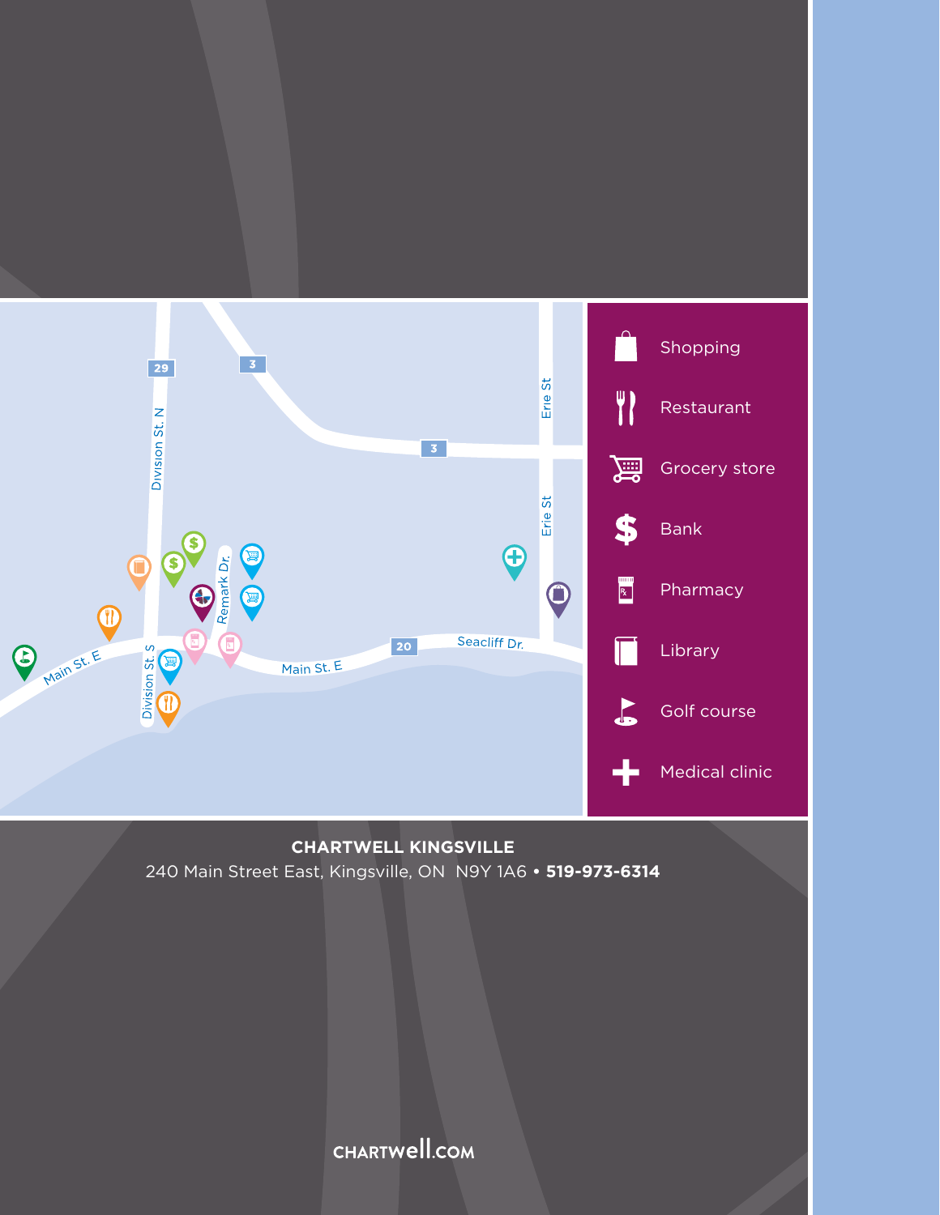Shopping

Restaurant

Grocery store

Bank

Pharmacy

Library

Golf course

Medical clinic

29

3

3

20

Division St. N

Division St. S

Remark Dr.

Erie St

Erie St

Main St. E

Main St. E

Seacliff Dr.

**CHARTWELL KINGSVILLE**

240 Main Street East, Kingsville, ON N9Y 1A6 • **519-973-6314**

CHARTWELL.COM